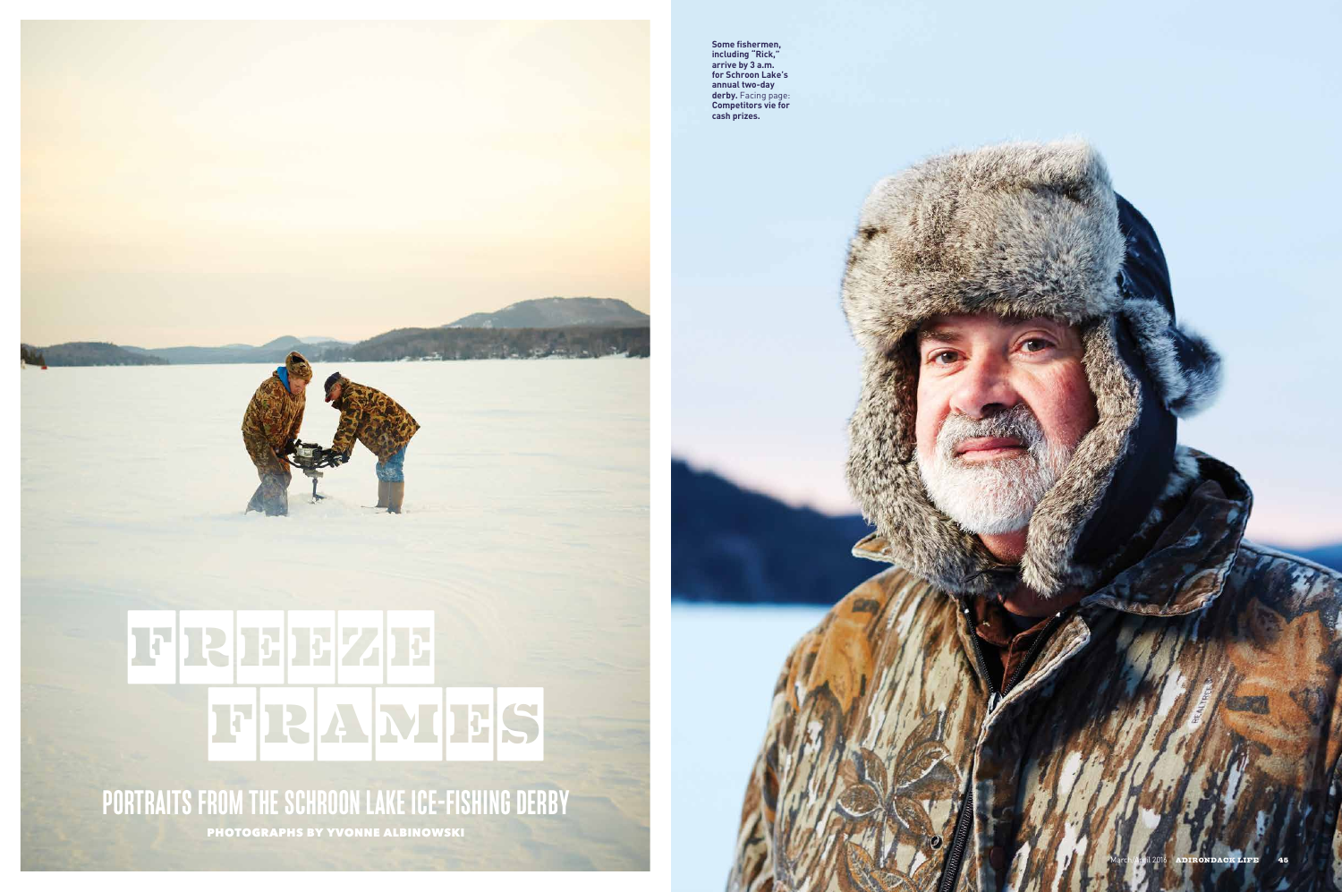# FREEZE FRAMES

## PORTRAITS FROM THE SCHROON LAKE ICE-FISHING DERBY

PHOTOGRAPHS BY YVONNE ALBINOWSKI

**Some fishermen, including "Rick," arrive by 3 a.m. for Schroon Lake's annual two-day derby.** Facing page: **Competitors vie for cash prizes.**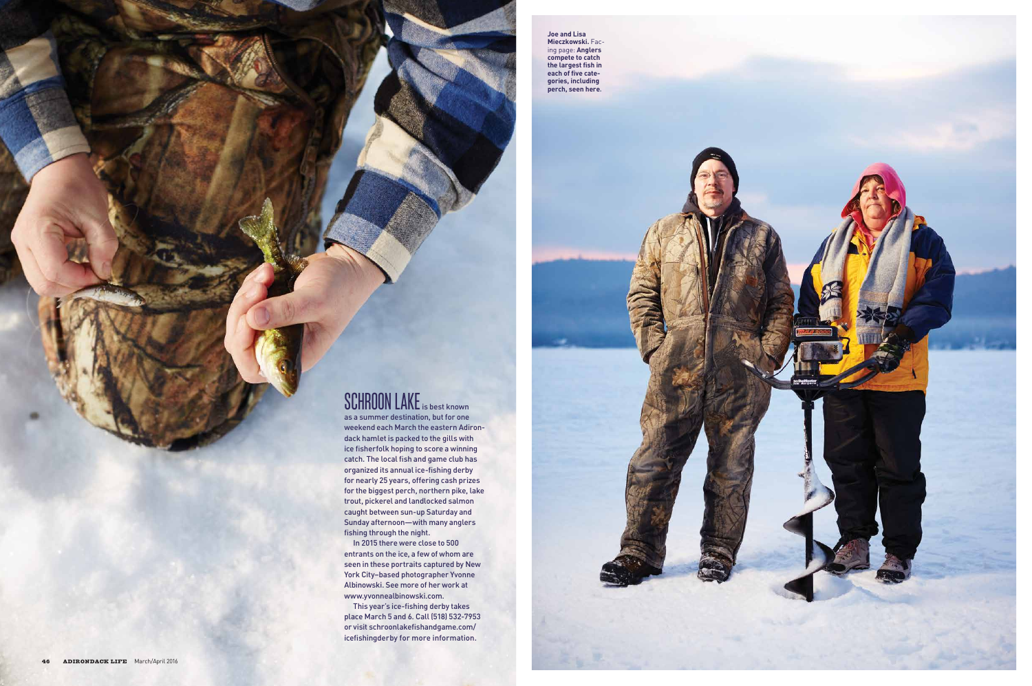**SCHROON LAKE** is best known as a summer destination, but for one weekend each March the eastern Adirondack hamlet is packed to the gills with ice fisherfolk hoping to score a winning catch. The local fish and game club has organized its annual ice-fishing derby for nearly 25 years, offering cash prizes for the biggest perch, northern pike, lake trout, pickerel and landlocked salmon caught between sun-up Saturday and Sunday afternoon—with many anglers fishing through the night.

In 2015 there were close to 500 entrants on the ice, a few of whom are seen in these portraits captured by New York City–based photographer Yvonne Albinowski. See more of her work at www.yvonnealbinowski.com.

This year's ice-fishing derby takes place March 5 and 6. Call (518) 532-7953 or visit schroonlakefishandgame.com/icefishingderby for more information.

**Joe and Lisa Mieczkowski.** Facing page: **Anglers compete to catch the largest fish in each of five categories, including perch, seen here.**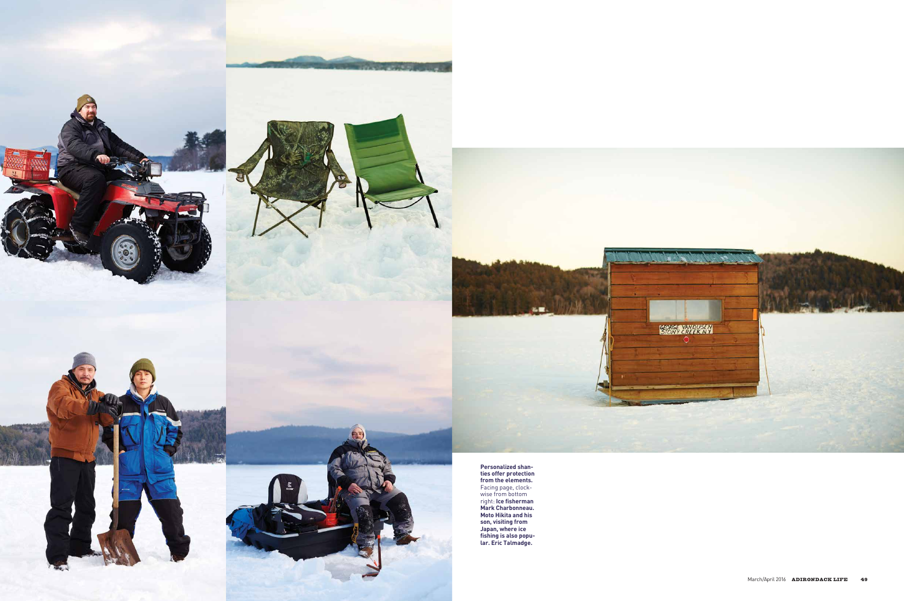**Personalized shanties offer protection from the elements.** Facing page, clockwise from bottom right: **Ice fisherman Mark Charbonneau. Moto Hikita and his son, visiting from Japan, where ice fishing is also popular. Eric Talmadge.**